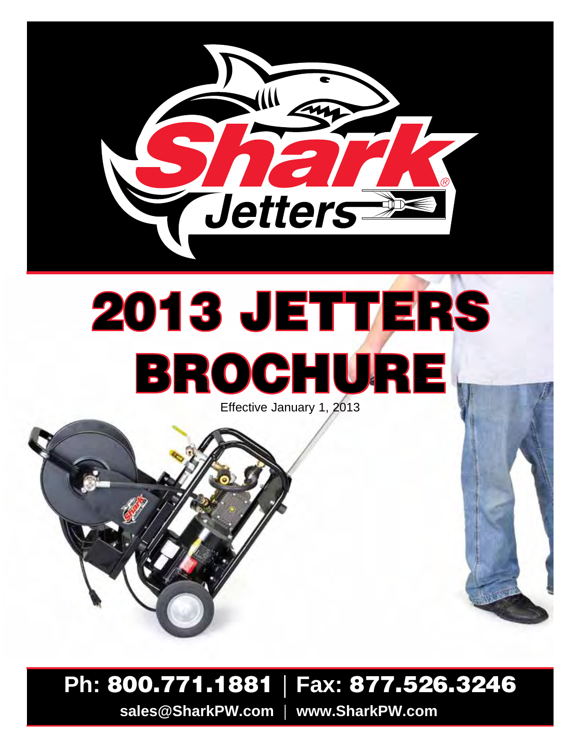# Shark® Jetters

# 2013 JETTERS BROCHURE

Effective January 1, 2013

**Ph: 800.771.1881** | **Fax: 877.526.3246**

**sales@SharkPW.com** | **www.SharkPW.com**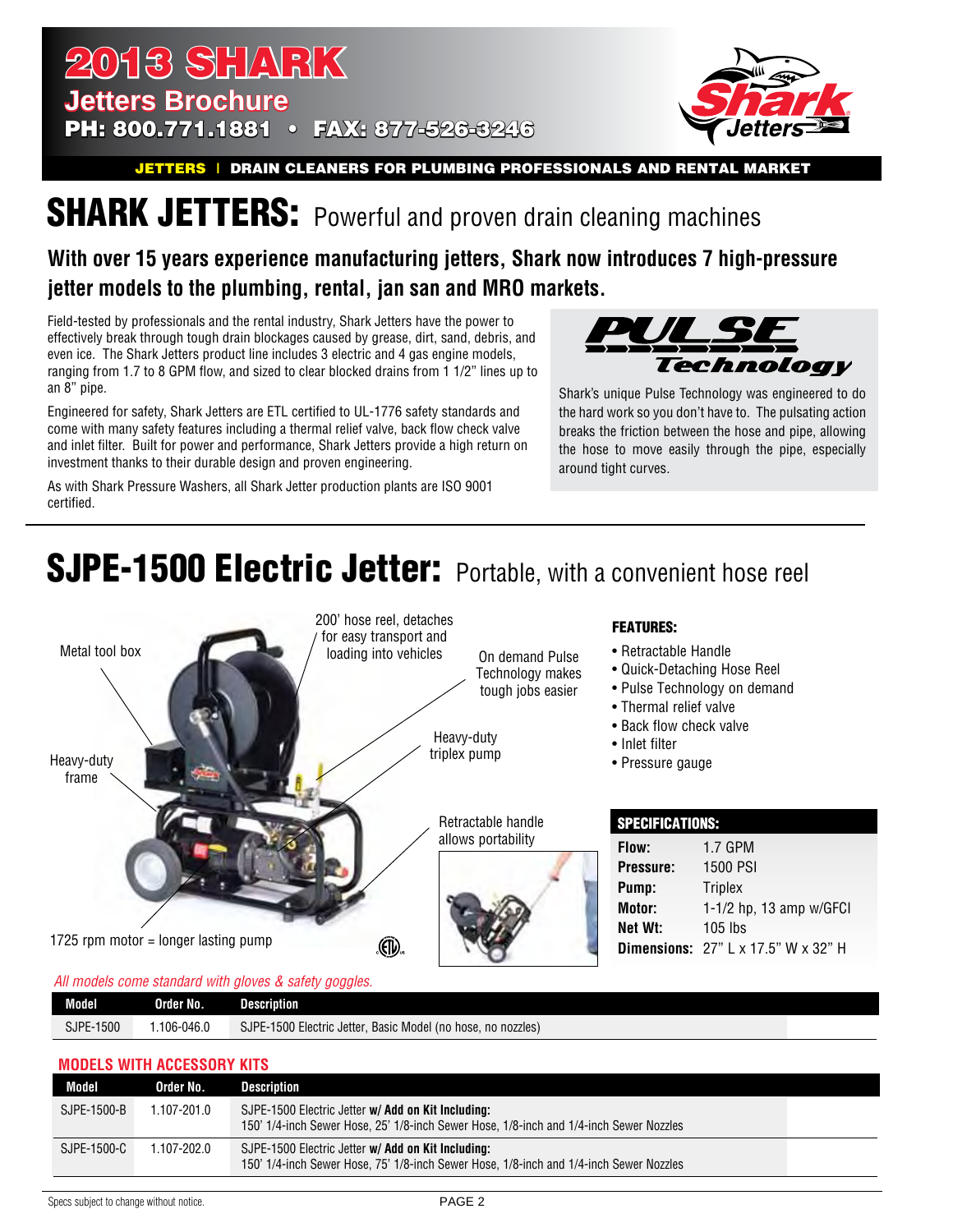# 2013 SHARK

## Jetters Brochure

**PH: 800.771.1881 • FAX: 877-526-3246**

**JETTERS | DRAIN CLEANERS FOR PLUMBING PROFESSIONALS AND RENTAL MARKET**

# SHARK JETTERS: Powerful and proven drain cleaning machines

### With over 15 years experience manufacturing jetters, Shark now introduces 7 high-pressure jetter models to the plumbing, rental, jan san and MRO markets.

Field-tested by professionals and the rental industry, Shark Jetters have the power to effectively break through tough drain blockages caused by grease, dirt, sand, debris, and even ice. The Shark Jetters product line includes 3 electric and 4 gas engine models, ranging from 1.7 to 8 GPM flow, and sized to clear blocked drains from 1 1/2" lines up to an 8" pipe.

Engineered for safety, Shark Jetters are ETL certified to UL-1776 safety standards and come with many safety features including a thermal relief valve, back flow check valve and inlet filter. Built for power and performance, Shark Jetters provide a high return on investment thanks to their durable design and proven engineering.

As with Shark Pressure Washers, all Shark Jetter production plants are ISO 9001 certified.

**PULSE Technology**

Shark's unique Pulse Technology was engineered to do the hard work so you don't have to. The pulsating action breaks the friction between the hose and pipe, allowing the hose to move easily through the pipe, especially around tight curves.

# SJPE-1500 Electric Jetter: Portable, with a convenient hose reel

- Metal tool box
- 200' hose reel, detaches for easy transport and loading into vehicles
- On demand Pulse Technology makes tough jobs easier
- Heavy-duty triplex pump
- Heavy-duty frame
- Retractable handle allows portability
- 1725 rpm motor = longer lasting pump

**FEATURES:**

- Retractable Handle
- Quick-Detaching Hose Reel
- Pulse Technology on demand
- Thermal relief valve
- Back flow check valve
- Inlet filter
- Pressure gauge

**SPECIFICATIONS:**

| | |
|---|---|
| **Flow:** | 1.7 GPM |
| **Pressure:** | 1500 PSI |
| **Pump:** | Triplex |
| **Motor:** | 1-1/2 hp, 13 amp w/GFCI |
| **Net Wt:** | 105 lbs |
| **Dimensions:** | 27" L x 17.5" W x 32" H |

*All models come standard with gloves & safety goggles.*

| Model | Order No. | Description |
|---|---|---|
| SJPE-1500 | 1.106-046.0 | SJPE-1500 Electric Jetter, Basic Model (no hose, no nozzles) |

**MODELS WITH ACCESSORY KITS**

| Model | Order No. | Description |
|---|---|---|
| SJPE-1500-B | 1.107-201.0 | SJPE-1500 Electric Jetter **w/ Add on Kit Including:** 150' 1/4-inch Sewer Hose, 25' 1/8-inch Sewer Hose, 1/8-inch and 1/4-inch Sewer Nozzles |
| SJPE-1500-C | 1.107-202.0 | SJPE-1500 Electric Jetter **w/ Add on Kit Including:** 150' 1/4-inch Sewer Hose, 75' 1/8-inch Sewer Hose, 1/8-inch and 1/4-inch Sewer Nozzles |

Specs subject to change without notice.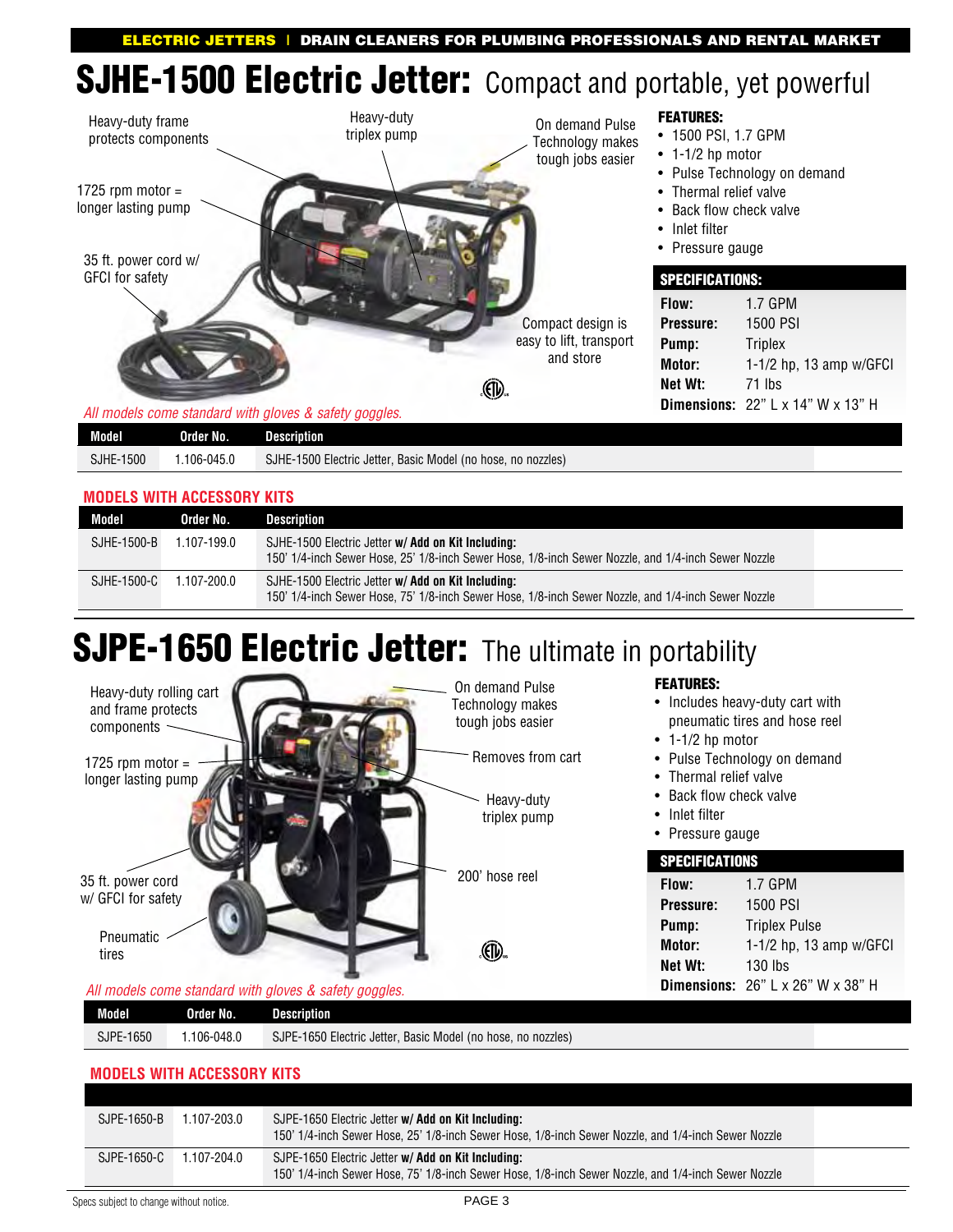**ELECTRIC JETTERS | DRAIN CLEANERS FOR PLUMBING PROFESSIONALS AND RENTAL MARKET**

# SJHE-1500 Electric Jetter: Compact and portable, yet powerful

Heavy-duty frame protects components

Heavy-duty triplex pump

On demand Pulse Technology makes tough jobs easier

1725 rpm motor = longer lasting pump

35 ft. power cord w/ GFCI for safety

Compact design is easy to lift, transport and store

### FEATURES:

- 1500 PSI, 1.7 GPM
- 1-1/2 hp motor
- Pulse Technology on demand
- Thermal relief valve
- Back flow check valve
- Inlet filter
- Pressure gauge

### SPECIFICATIONS:

| | |
|---|---|
| **Flow:** | 1.7 GPM |
| **Pressure:** | 1500 PSI |
| **Pump:** | Triplex |
| **Motor:** | 1-1/2 hp, 13 amp w/GFCI |
| **Net Wt:** | 71 lbs |
| **Dimensions:** | 22" L x 14" W x 13" H |

*All models come standard with gloves & safety goggles.*

| Model | Order No. | Description |
|---|---|---|
| SJHE-1500 | 1.106-045.0 | SJHE-1500 Electric Jetter, Basic Model (no hose, no nozzles) |

### MODELS WITH ACCESSORY KITS

| Model | Order No. | Description |
|---|---|---|
| SJHE-1500-B | 1.107-199.0 | SJHE-1500 Electric Jetter **w/ Add on Kit Including:** 150' 1/4-inch Sewer Hose, 25' 1/8-inch Sewer Hose, 1/8-inch Sewer Nozzle, and 1/4-inch Sewer Nozzle |
| SJHE-1500-C | 1.107-200.0 | SJHE-1500 Electric Jetter **w/ Add on Kit Including:** 150' 1/4-inch Sewer Hose, 75' 1/8-inch Sewer Hose, 1/8-inch Sewer Nozzle, and 1/4-inch Sewer Nozzle |

# SJPE-1650 Electric Jetter: The ultimate in portability

Heavy-duty rolling cart and frame protects components

On demand Pulse Technology makes tough jobs easier

Removes from cart

1725 rpm motor = longer lasting pump

Heavy-duty triplex pump

200' hose reel

35 ft. power cord w/ GFCI for safety

Pneumatic tires

### FEATURES:

- Includes heavy-duty cart with pneumatic tires and hose reel
- 1-1/2 hp motor
- Pulse Technology on demand
- Thermal relief valve
- Back flow check valve
- Inlet filter
- Pressure gauge

### SPECIFICATIONS

| | |
|---|---|
| **Flow:** | 1.7 GPM |
| **Pressure:** | 1500 PSI |
| **Pump:** | Triplex Pulse |
| **Motor:** | 1-1/2 hp, 13 amp w/GFCI |
| **Net Wt:** | 130 lbs |
| **Dimensions:** | 26" L x 26" W x 38" H |

*All models come standard with gloves & safety goggles.*

| Model | Order No. | Description |
|---|---|---|
| SJPE-1650 | 1.106-048.0 | SJPE-1650 Electric Jetter, Basic Model (no hose, no nozzles) |

### MODELS WITH ACCESSORY KITS

| | | |
|---|---|---|
| SJPE-1650-B | 1.107-203.0 | SJPE-1650 Electric Jetter **w/ Add on Kit Including:** 150' 1/4-inch Sewer Hose, 25' 1/8-inch Sewer Hose, 1/8-inch Sewer Nozzle, and 1/4-inch Sewer Nozzle |
| SJPE-1650-C | 1.107-204.0 | SJPE-1650 Electric Jetter **w/ Add on Kit Including:** 150' 1/4-inch Sewer Hose, 75' 1/8-inch Sewer Hose, 1/8-inch Sewer Nozzle, and 1/4-inch Sewer Nozzle |

Specs subject to change without notice.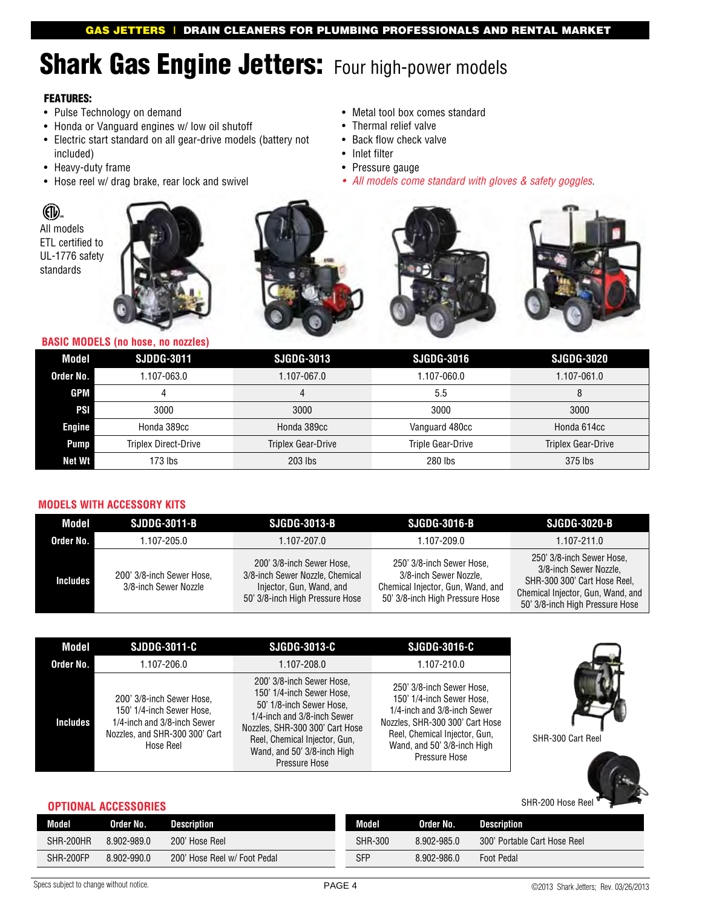# Shark Gas Engine Jetters: Four high-power models

**FEATURES:**

- Pulse Technology on demand
- Honda or Vanguard engines w/ low oil shutoff
- Electric start standard on all gear-drive models (battery not included)
- Heavy-duty frame
- Hose reel w/ drag brake, rear lock and swivel
- Metal tool box comes standard
- Thermal relief valve
- Back flow check valve
- Inlet filter
- Pressure gauge
- *All models come standard with gloves & safety goggles.*

All models ETL certified to UL-1776 safety standards

## BASIC MODELS (no hose, no nozzles)

| Model | SJDDG-3011 | SJGDG-3013 | SJGDG-3016 | SJGDG-3020 |
|---|---|---|---|---|
| Order No. | 1.107-063.0 | 1.107-067.0 | 1.107-060.0 | 1.107-061.0 |
| GPM | 4 | 4 | 5.5 | 8 |
| PSI | 3000 | 3000 | 3000 | 3000 |
| Engine | Honda 389cc | Honda 389cc | Vanguard 480cc | Honda 614cc |
| Pump | Triplex Direct-Drive | Triplex Gear-Drive | Triple Gear-Drive | Triplex Gear-Drive |
| Net Wt | 173 lbs | 203 lbs | 280 lbs | 375 lbs |

## MODELS WITH ACCESSORY KITS

| Model | SJDDG-3011-B | SJGDG-3013-B | SJGDG-3016-B | SJGDG-3020-B |
|---|---|---|---|---|
| Order No. | 1.107-205.0 | 1.107-207.0 | 1.107-209.0 | 1.107-211.0 |
| Includes | 200' 3/8-inch Sewer Hose, 3/8-inch Sewer Nozzle | 200' 3/8-inch Sewer Hose, 3/8-inch Sewer Nozzle, Chemical Injector, Gun, Wand, and 50' 3/8-inch High Pressure Hose | 250' 3/8-inch Sewer Hose, 3/8-inch Sewer Nozzle, Chemical Injector, Gun, Wand, and 50' 3/8-inch High Pressure Hose | 250' 3/8-inch Sewer Hose, 3/8-inch Sewer Nozzle, SHR-300 300' Cart Hose Reel, Chemical Injector, Gun, Wand, and 50' 3/8-inch High Pressure Hose |

| Model | SJDDG-3011-C | SJGDG-3013-C | SJGDG-3016-C |
|---|---|---|---|
| Order No. | 1.107-206.0 | 1.107-208.0 | 1.107-210.0 |
| Includes | 200' 3/8-inch Sewer Hose, 150' 1/4-inch Sewer Hose, 1/4-inch and 3/8-inch Sewer Nozzles, and SHR-300 300' Cart Hose Reel | 200' 3/8-inch Sewer Hose, 150' 1/4-inch Sewer Hose, 50' 1/8-inch Sewer Hose, 1/4-inch and 3/8-inch Sewer Nozzles, SHR-300 300' Cart Hose Reel, Chemical Injector, Gun, Wand, and 50' 3/8-inch High Pressure Hose | 250' 3/8-inch Sewer Hose, 150' 1/4-inch Sewer Hose, 1/4-inch and 3/8-inch Sewer Nozzles, SHR-300 300' Cart Hose Reel, Chemical Injector, Gun, Wand, and 50' 3/8-inch High Pressure Hose |

SHR-300 Cart Reel

SHR-200 Hose Reel

## OPTIONAL ACCESSORIES

| Model | Order No. | Description |
|---|---|---|
| SHR-200HR | 8.902-989.0 | 200' Hose Reel |
| SHR-200FP | 8.902-990.0 | 200' Hose Reel w/ Foot Pedal |
| SHR-300 | 8.902-985.0 | 300' Portable Cart Hose Reel |
| SFP | 8.902-986.0 | Foot Pedal |

Specs subject to change without notice.

©2013 Shark Jetters; Rev. 03/26/2013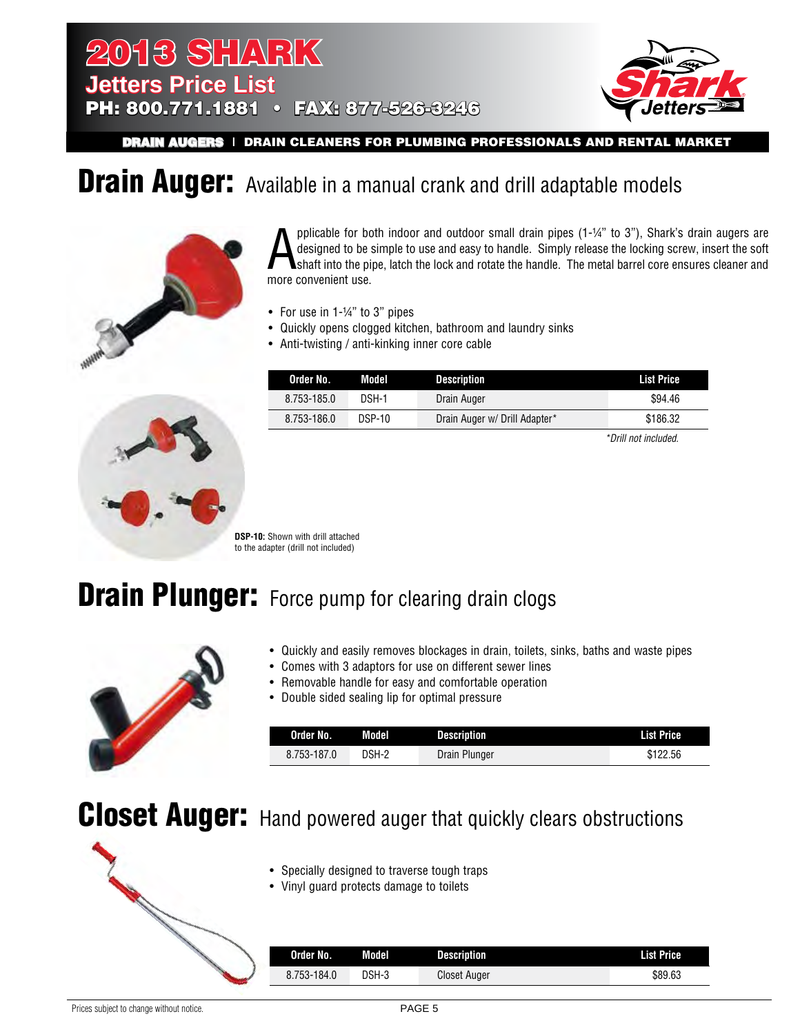# 2013 SHARK

## Jetters Price List

**PH: 800.771.1881 • FAX: 877-526-3246**

**DRAIN AUGERS | DRAIN CLEANERS FOR PLUMBING PROFESSIONALS AND RENTAL MARKET**

## Drain Auger: Available in a manual crank and drill adaptable models

Applicable for both indoor and outdoor small drain pipes (1-¼" to 3"), Shark's drain augers are designed to be simple to use and easy to handle. Simply release the locking screw, insert the soft shaft into the pipe, latch the lock and rotate the handle. The metal barrel core ensures cleaner and more convenient use.

- For use in 1-¼" to 3" pipes
- Quickly opens clogged kitchen, bathroom and laundry sinks
- Anti-twisting / anti-kinking inner core cable

| Order No. | Model | Description | List Price |
|---|---|---|---|
| 8.753-185.0 | DSH-1 | Drain Auger | $94.46 |
| 8.753-186.0 | DSP-10 | Drain Auger w/ Drill Adapter* | $186.32 |

*\*Drill not included.*

**DSP-10:** Shown with drill attached to the adapter (drill not included)

## Drain Plunger: Force pump for clearing drain clogs

- Quickly and easily removes blockages in drain, toilets, sinks, baths and waste pipes
- Comes with 3 adaptors for use on different sewer lines
- Removable handle for easy and comfortable operation
- Double sided sealing lip for optimal pressure

| Order No. | Model | Description | List Price |
|---|---|---|---|
| 8.753-187.0 | DSH-2 | Drain Plunger | $122.56 |

## Closet Auger: Hand powered auger that quickly clears obstructions

- Specially designed to traverse tough traps
- Vinyl guard protects damage to toilets

| Order No. | Model | Description | List Price |
|---|---|---|---|
| 8.753-184.0 | DSH-3 | Closet Auger | $89.63 |

Prices subject to change without notice.